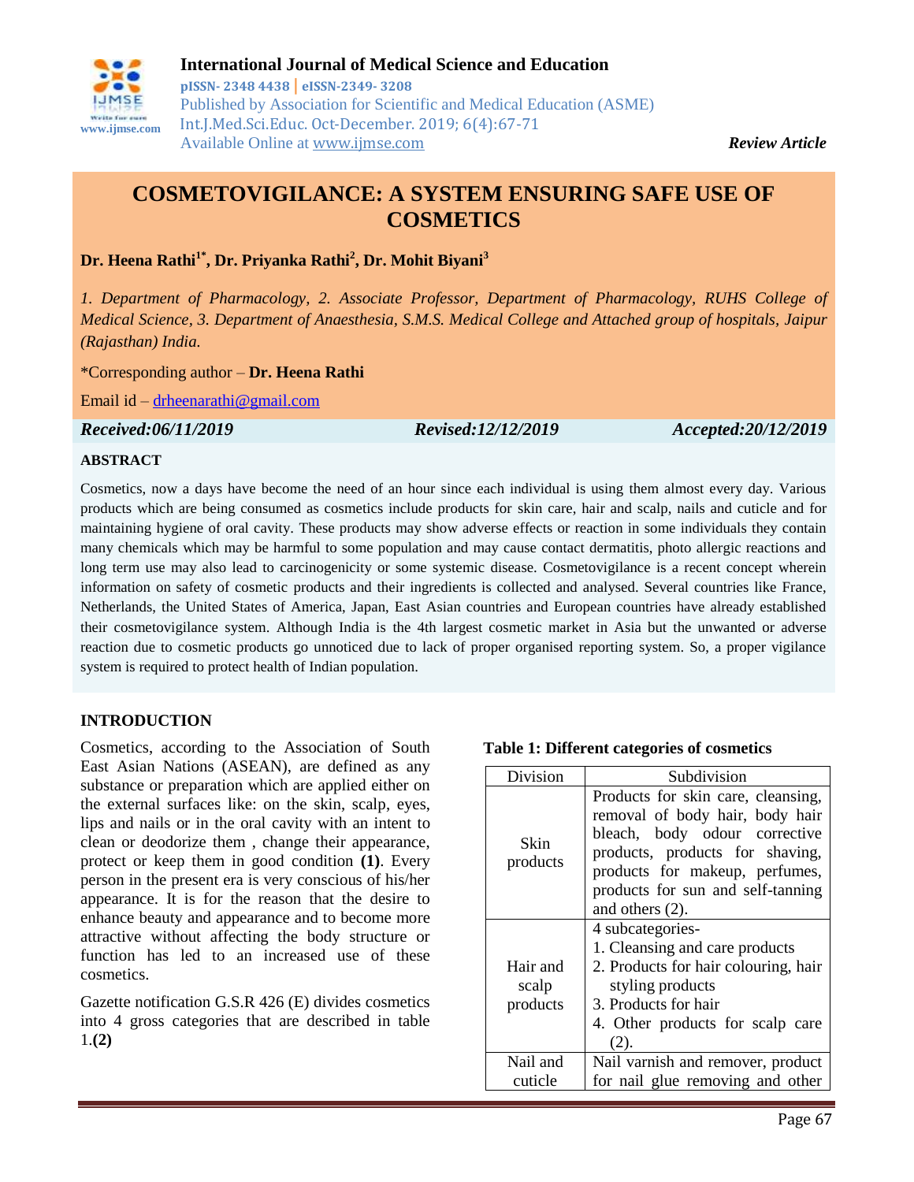# COSMETOVIGILANCE: A SYSTEM ENSURING SAFE USE OF COSMETICS

**Dr. Heena Rathi[1*], Dr. Priyanka Rathi[2], Dr. Mohit Biyani[3]**

*1. Department of Pharmacology, 2. Associate Professor, Department of Pharmacology, RUHS College of Medical Science, 3. Department of Anaesthesia, S.M.S. Medical College and Attached group of hospitals, Jaipur (Rajasthan) India.*

*Corresponding author – **Dr. Heena Rathi**

Email id – drheenarathi@gmail.com

***Received:06/11/2019*** ***Revised:12/12/2019*** ***Accepted:20/12/2019***

*Review Article*

### ABSTRACT

Cosmetics, now a days have become the need of an hour since each individual is using them almost every day. Various products which are being consumed as cosmetics include products for skin care, hair and scalp, nails and cuticle and for maintaining hygiene of oral cavity. These products may show adverse effects or reaction in some individuals they contain many chemicals which may be harmful to some population and may cause contact dermatitis, photo allergic reactions and long term use may also lead to carcinogenicity or some systemic disease. Cosmetovigilance is a recent concept wherein information on safety of cosmetic products and their ingredients is collected and analysed. Several countries like France, Netherlands, the United States of America, Japan, East Asian countries and European countries have already established their cosmetovigilance system. Although India is the 4th largest cosmetic market in Asia but the unwanted or adverse reaction due to cosmetic products go unnoticed due to lack of proper organised reporting system. So, a proper vigilance system is required to protect health of Indian population.

### INTRODUCTION

Cosmetics, according to the Association of South East Asian Nations (ASEAN), are defined as any substance or preparation which are applied either on the external surfaces like: on the skin, scalp, eyes, lips and nails or in the oral cavity with an intent to clean or deodorize them , change their appearance, protect or keep them in good condition **(1)**. Every person in the present era is very conscious of his/her appearance. It is for the reason that the desire to enhance beauty and appearance and to become more attractive without affecting the body structure or function has led to an increased use of these cosmetics.

Gazette notification G.S.R 426 (E) divides cosmetics into 4 gross categories that are described in table 1.**(2)**

**Table 1: Different categories of cosmetics**

| Division | Subdivision |
|---|---|
| Skin products | Products for skin care, cleansing, removal of body hair, body hair bleach, body odour corrective products, products for shaving, products for makeup, perfumes, products for sun and self-tanning and others (2). |
| Hair and scalp products | 4 subcategories-<br>1. Cleansing and care products<br>2. Products for hair colouring, hair styling products<br>3. Products for hair<br>4. Other products for scalp care (2). |
| Nail and cuticle | Nail varnish and remover, product for nail glue removing and other |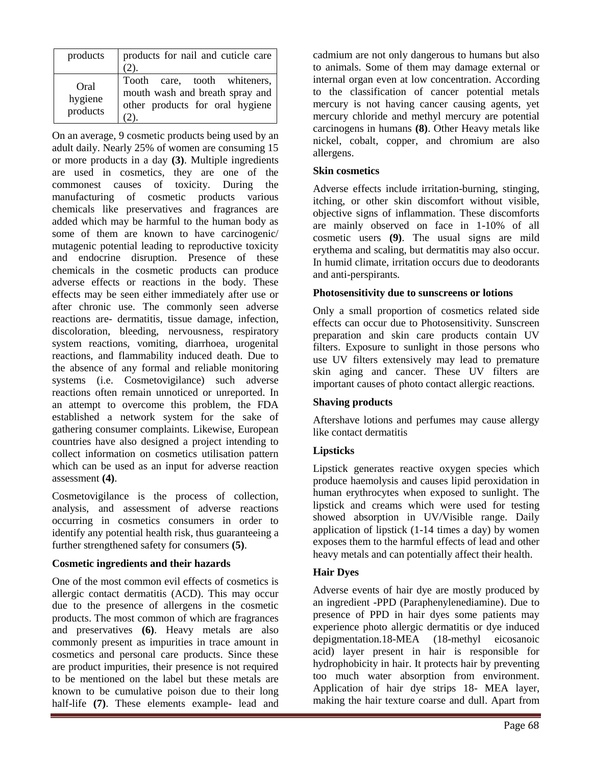| products | products for nail and cuticle care (2). |
|---|---|
| Oral hygiene products | Tooth care, tooth whiteners, mouth wash and breath spray and other products for oral hygiene (2). |

On an average, 9 cosmetic products being used by an adult daily. Nearly 25% of women are consuming 15 or more products in a day **(3)**. Multiple ingredients are used in cosmetics, they are one of the commonest causes of toxicity. During the manufacturing of cosmetic products various chemicals like preservatives and fragrances are added which may be harmful to the human body as some of them are known to have carcinogenic/ mutagenic potential leading to reproductive toxicity and endocrine disruption. Presence of these chemicals in the cosmetic products can produce adverse effects or reactions in the body. These effects may be seen either immediately after use or after chronic use. The commonly seen adverse reactions are- dermatitis, tissue damage, infection, discoloration, bleeding, nervousness, respiratory system reactions, vomiting, diarrhoea, urogenital reactions, and flammability induced death. Due to the absence of any formal and reliable monitoring systems (i.e. Cosmetovigilance) such adverse reactions often remain unnoticed or unreported. In an attempt to overcome this problem, the FDA established a network system for the sake of gathering consumer complaints. Likewise, European countries have also designed a project intending to collect information on cosmetics utilisation pattern which can be used as an input for adverse reaction assessment **(4)**.

Cosmetovigilance is the process of collection, analysis, and assessment of adverse reactions occurring in cosmetics consumers in order to identify any potential health risk, thus guaranteeing a further strengthened safety for consumers **(5)**.

### Cosmetic ingredients and their hazards

One of the most common evil effects of cosmetics is allergic contact dermatitis (ACD). This may occur due to the presence of allergens in the cosmetic products. The most common of which are fragrances and preservatives **(6)**. Heavy metals are also commonly present as impurities in trace amount in cosmetics and personal care products. Since these are product impurities, their presence is not required to be mentioned on the label but these metals are known to be cumulative poison due to their long half-life **(7)**. These elements example- lead and cadmium are not only dangerous to humans but also to animals. Some of them may damage external or internal organ even at low concentration. According to the classification of cancer potential metals mercury is not having cancer causing agents, yet mercury chloride and methyl mercury are potential carcinogens in humans **(8)**. Other Heavy metals like nickel, cobalt, copper, and chromium are also allergens.

### Skin cosmetics

Adverse effects include irritation-burning, stinging, itching, or other skin discomfort without visible, objective signs of inflammation. These discomforts are mainly observed on face in 1-10% of all cosmetic users **(9)**. The usual signs are mild erythema and scaling, but dermatitis may also occur. In humid climate, irritation occurs due to deodorants and anti-perspirants.

### Photosensitivity due to sunscreens or lotions

Only a small proportion of cosmetics related side effects can occur due to Photosensitivity. Sunscreen preparation and skin care products contain UV filters. Exposure to sunlight in those persons who use UV filters extensively may lead to premature skin aging and cancer. These UV filters are important causes of photo contact allergic reactions.

### Shaving products

Aftershave lotions and perfumes may cause allergy like contact dermatitis

### Lipsticks

Lipstick generates reactive oxygen species which produce haemolysis and causes lipid peroxidation in human erythrocytes when exposed to sunlight. The lipstick and creams which were used for testing showed absorption in UV/Visible range. Daily application of lipstick (1-14 times a day) by women exposes them to the harmful effects of lead and other heavy metals and can potentially affect their health.

### Hair Dyes

Adverse events of hair dye are mostly produced by an ingredient -PPD (Paraphenylenediamine). Due to presence of PPD in hair dyes some patients may experience photo allergic dermatitis or dye induced depigmentation.18-MEA (18-methyl eicosanoic acid) layer present in hair is responsible for hydrophobicity in hair. It protects hair by preventing too much water absorption from environment. Application of hair dye strips 18- MEA layer, making the hair texture coarse and dull. Apart from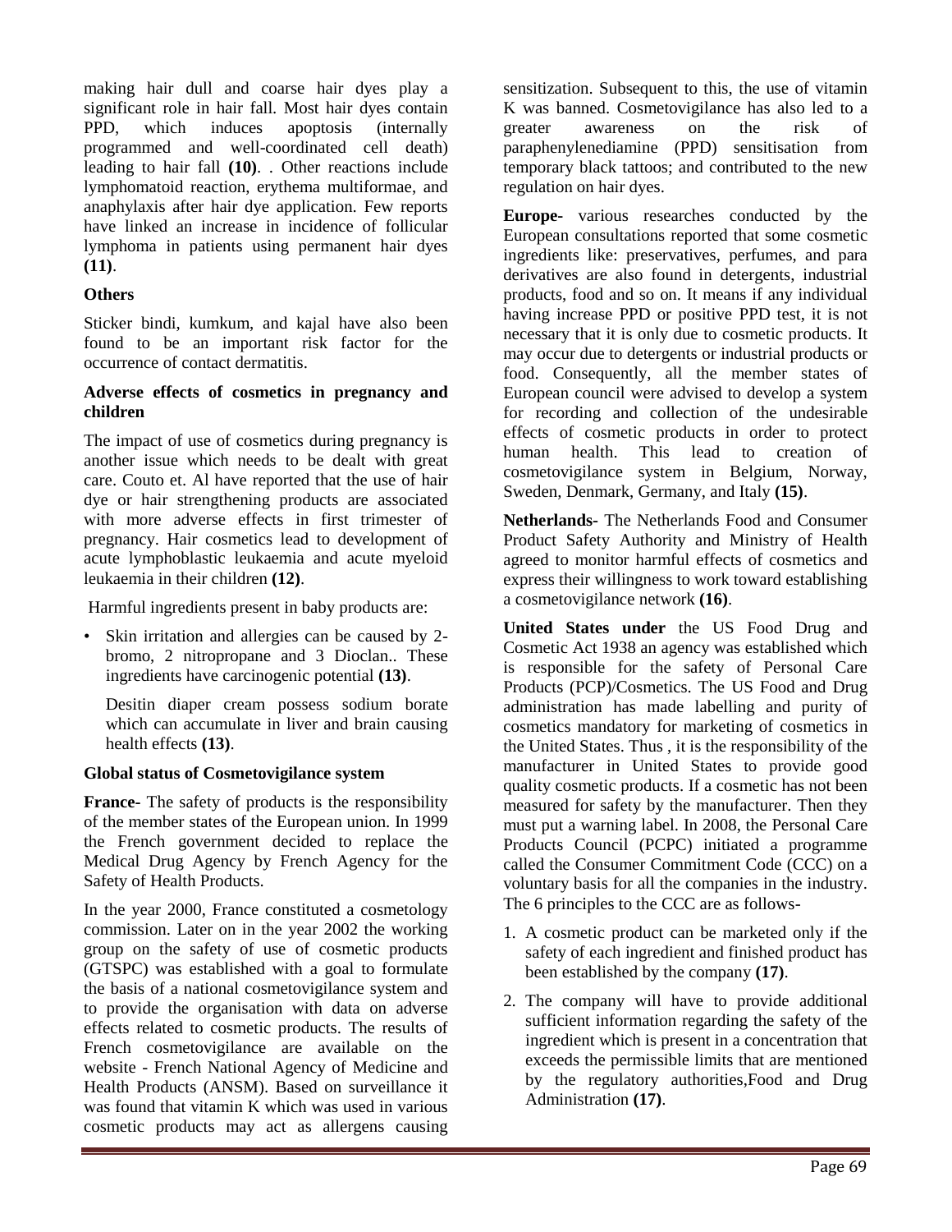making hair dull and coarse hair dyes play a significant role in hair fall. Most hair dyes contain PPD, which induces apoptosis (internally programmed and well-coordinated cell death) leading to hair fall **(10)**. . Other reactions include lymphomatoid reaction, erythema multiformae, and anaphylaxis after hair dye application. Few reports have linked an increase in incidence of follicular lymphoma in patients using permanent hair dyes **(11)**.

**Others**

Sticker bindi, kumkum, and kajal have also been found to be an important risk factor for the occurrence of contact dermatitis.

**Adverse effects of cosmetics in pregnancy and children**

The impact of use of cosmetics during pregnancy is another issue which needs to be dealt with great care. Couto et. Al have reported that the use of hair dye or hair strengthening products are associated with more adverse effects in first trimester of pregnancy. Hair cosmetics lead to development of acute lymphoblastic leukaemia and acute myeloid leukaemia in their children **(12)**.

Harmful ingredients present in baby products are:

- Skin irritation and allergies can be caused by 2-bromo, 2 nitropropane and 3 Dioclan.. These ingredients have carcinogenic potential **(13)**.

  Desitin diaper cream possess sodium borate which can accumulate in liver and brain causing health effects **(13)**.

**Global status of Cosmetovigilance system**

**France-** The safety of products is the responsibility of the member states of the European union. In 1999 the French government decided to replace the Medical Drug Agency by French Agency for the Safety of Health Products.

In the year 2000, France constituted a cosmetology commission. Later on in the year 2002 the working group on the safety of use of cosmetic products (GTSPC) was established with a goal to formulate the basis of a national cosmetovigilance system and to provide the organisation with data on adverse effects related to cosmetic products. The results of French cosmetovigilance are available on the website - French National Agency of Medicine and Health Products (ANSM). Based on surveillance it was found that vitamin K which was used in various cosmetic products may act as allergens causing sensitization. Subsequent to this, the use of vitamin K was banned. Cosmetovigilance has also led to a greater awareness on the risk of paraphenylenediamine (PPD) sensitisation from temporary black tattoos; and contributed to the new regulation on hair dyes.

**Europe-** various researches conducted by the European consultations reported that some cosmetic ingredients like: preservatives, perfumes, and para derivatives are also found in detergents, industrial products, food and so on. It means if any individual having increase PPD or positive PPD test, it is not necessary that it is only due to cosmetic products. It may occur due to detergents or industrial products or food. Consequently, all the member states of European council were advised to develop a system for recording and collection of the undesirable effects of cosmetic products in order to protect human health. This lead to creation of cosmetovigilance system in Belgium, Norway, Sweden, Denmark, Germany, and Italy **(15)**.

**Netherlands-** The Netherlands Food and Consumer Product Safety Authority and Ministry of Health agreed to monitor harmful effects of cosmetics and express their willingness to work toward establishing a cosmetovigilance network **(16)**.

**United States under** the US Food Drug and Cosmetic Act 1938 an agency was established which is responsible for the safety of Personal Care Products (PCP)/Cosmetics. The US Food and Drug administration has made labelling and purity of cosmetics mandatory for marketing of cosmetics in the United States. Thus , it is the responsibility of the manufacturer in United States to provide good quality cosmetic products. If a cosmetic has not been measured for safety by the manufacturer. Then they must put a warning label. In 2008, the Personal Care Products Council (PCPC) initiated a programme called the Consumer Commitment Code (CCC) on a voluntary basis for all the companies in the industry. The 6 principles to the CCC are as follows-

1. A cosmetic product can be marketed only if the safety of each ingredient and finished product has been established by the company **(17)**.
2. The company will have to provide additional sufficient information regarding the safety of the ingredient which is present in a concentration that exceeds the permissible limits that are mentioned by the regulatory authorities,Food and Drug Administration **(17)**.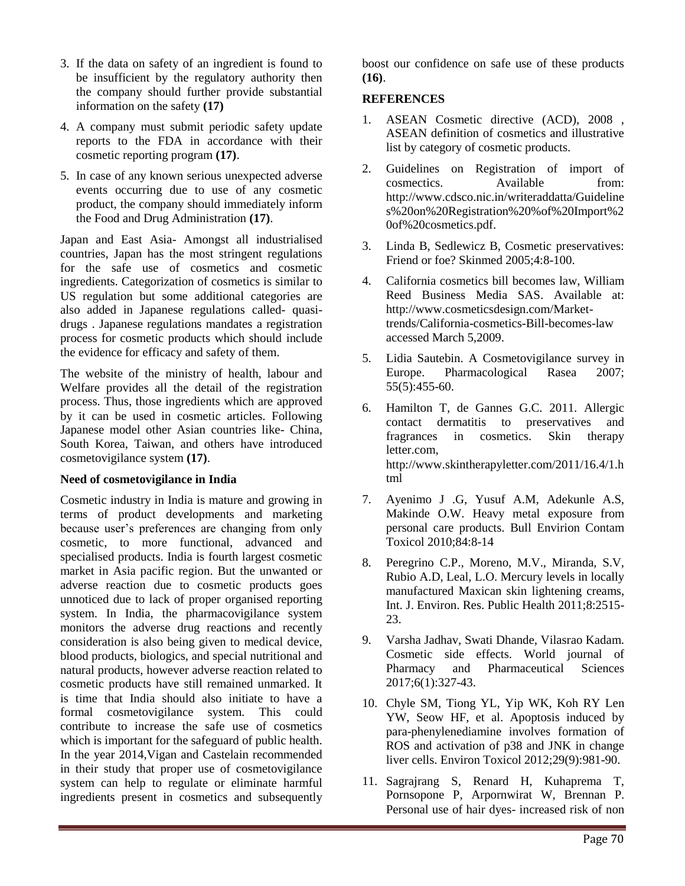3. If the data on safety of an ingredient is found to be insufficient by the regulatory authority then the company should further provide substantial information on the safety **(17)**
4. A company must submit periodic safety update reports to the FDA in accordance with their cosmetic reporting program **(17)**.
5. In case of any known serious unexpected adverse events occurring due to use of any cosmetic product, the company should immediately inform the Food and Drug Administration **(17)**.

Japan and East Asia- Amongst all industrialised countries, Japan has the most stringent regulations for the safe use of cosmetics and cosmetic ingredients. Categorization of cosmetics is similar to US regulation but some additional categories are also added in Japanese regulations called- quasi-drugs . Japanese regulations mandates a registration process for cosmetic products which should include the evidence for efficacy and safety of them.

The website of the ministry of health, labour and Welfare provides all the detail of the registration process. Thus, those ingredients which are approved by it can be used in cosmetic articles. Following Japanese model other Asian countries like- China, South Korea, Taiwan, and others have introduced cosmetovigilance system **(17)**.

**Need of cosmetovigilance in India**

Cosmetic industry in India is mature and growing in terms of product developments and marketing because user's preferences are changing from only cosmetic, to more functional, advanced and specialised products. India is fourth largest cosmetic market in Asia pacific region. But the unwanted or adverse reaction due to cosmetic products goes unnoticed due to lack of proper organised reporting system. In India, the pharmacovigilance system monitors the adverse drug reactions and recently consideration is also being given to medical device, blood products, biologics, and special nutritional and natural products, however adverse reaction related to cosmetic products have still remained unmarked. It is time that India should also initiate to have a formal cosmetovigilance system. This could contribute to increase the safe use of cosmetics which is important for the safeguard of public health. In the year 2014,Vigan and Castelain recommended in their study that proper use of cosmetovigilance system can help to regulate or eliminate harmful ingredients present in cosmetics and subsequently boost our confidence on safe use of these products **(16)**.

**REFERENCES**

1. ASEAN Cosmetic directive (ACD), 2008 , ASEAN definition of cosmetics and illustrative list by category of cosmetic products.
2. Guidelines on Registration of import of cosmectics. Available from: http://www.cdsco.nic.in/writeraddatta/Guidelines%20on%20Registration%20%of%20Import%20of%20cosmetics.pdf.
3. Linda B, Sedlewicz B, Cosmetic preservatives: Friend or foe? Skinmed 2005;4:8-100.
4. California cosmetics bill becomes law, William Reed Business Media SAS. Available at: http://www.cosmeticsdesign.com/Market-trends/California-cosmetics-Bill-becomes-law accessed March 5,2009.
5. Lidia Sautebin. A Cosmetovigilance survey in Europe. Pharmacological Rasea 2007; 55(5):455-60.
6. Hamilton T, de Gannes G.C. 2011. Allergic contact dermatitis to preservatives and fragrances in cosmetics. Skin therapy letter.com, http://www.skintherapyletter.com/2011/16.4/1.html
7. Ayenimo J .G, Yusuf A.M, Adekunle A.S, Makinde O.W. Heavy metal exposure from personal care products. Bull Envirion Contam Toxicol 2010;84:8-14
8. Peregrino C.P., Moreno, M.V., Miranda, S.V, Rubio A.D, Leal, L.O. Mercury levels in locally manufactured Maxican skin lightening creams, Int. J. Environ. Res. Public Health 2011;8:2515-23.
9. Varsha Jadhav, Swati Dhande, Vilasrao Kadam. Cosmetic side effects. World journal of Pharmacy and Pharmaceutical Sciences 2017;6(1):327-43.
10. Chyle SM, Tiong YL, Yip WK, Koh RY Len YW, Seow HF, et al. Apoptosis induced by para-phenylenediamine involves formation of ROS and activation of p38 and JNK in change liver cells. Environ Toxicol 2012;29(9):981-90.
11. Sagrajrang S, Renard H, Kuhaprema T, Pornsopone P, Arpornwirat W, Brennan P. Personal use of hair dyes- increased risk of non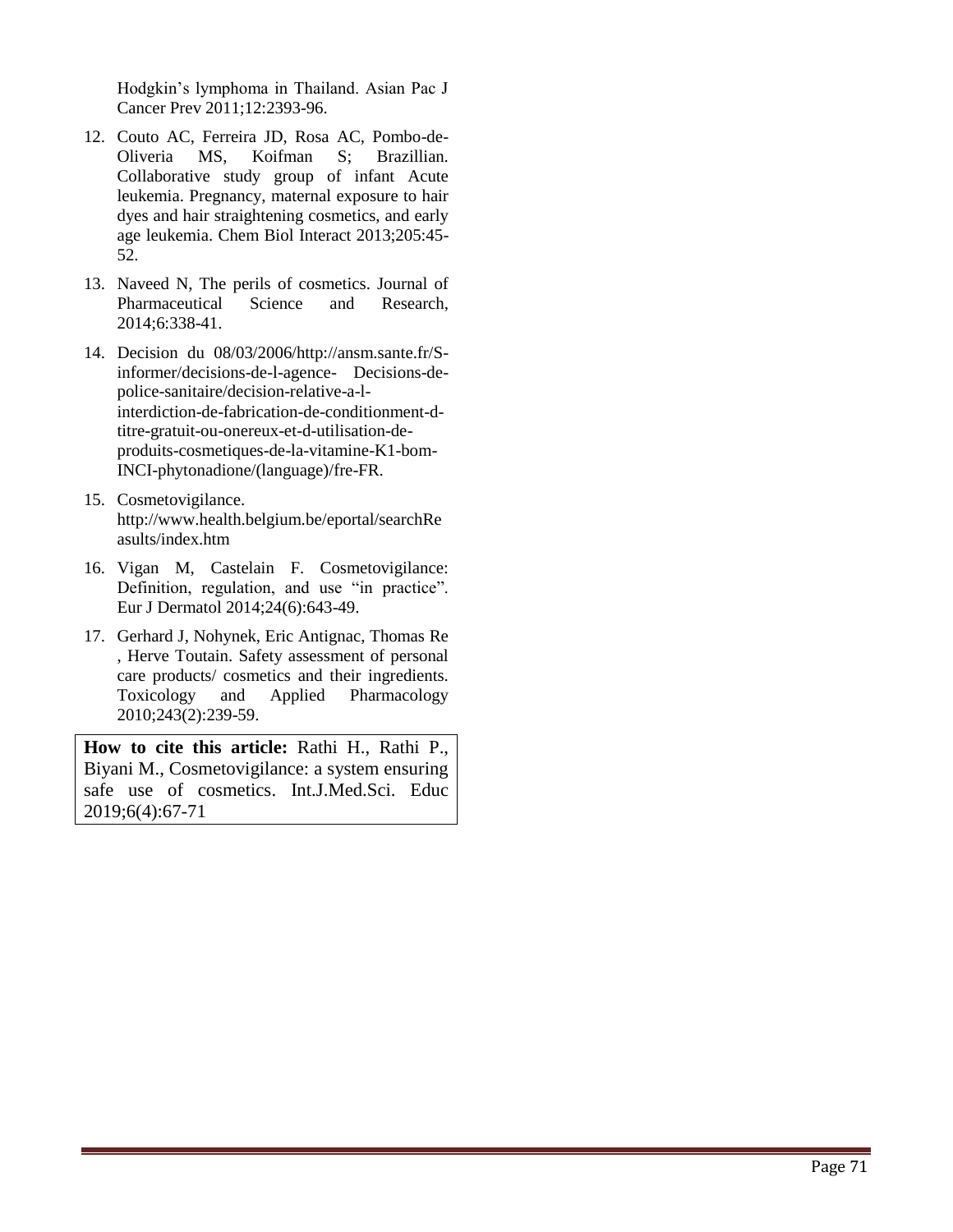Hodgkin's lymphoma in Thailand. Asian Pac J Cancer Prev 2011;12:2393-96.

12. Couto AC, Ferreira JD, Rosa AC, Pombo-de-Oliveria MS, Koifman S; Brazillian. Collaborative study group of infant Acute leukemia. Pregnancy, maternal exposure to hair dyes and hair straightening cosmetics, and early age leukemia. Chem Biol Interact 2013;205:45-52.
13. Naveed N, The perils of cosmetics. Journal of Pharmaceutical Science and Research, 2014;6:338-41.
14. Decision du 08/03/2006/http://ansm.sante.fr/S-informer/decisions-de-l-agence- Decisions-de-police-sanitaire/decision-relative-a-l-interdiction-de-fabrication-de-conditionment-d-titre-gratuit-ou-onereux-et-d-utilisation-de-produits-cosmetiques-de-la-vitamine-K1-bom-INCI-phytonadione/(language)/fre-FR.
15. Cosmetovigilance. http://www.health.belgium.be/eportal/searchReasults/index.htm
16. Vigan M, Castelain F. Cosmetovigilance: Definition, regulation, and use "in practice". Eur J Dermatol 2014;24(6):643-49.
17. Gerhard J, Nohynek, Eric Antignac, Thomas Re , Herve Toutain. Safety assessment of personal care products/ cosmetics and their ingredients. Toxicology and Applied Pharmacology 2010;243(2):239-59.

**How to cite this article:** Rathi H., Rathi P., Biyani M., Cosmetovigilance: a system ensuring safe use of cosmetics. Int.J.Med.Sci. Educ 2019;6(4):67-71